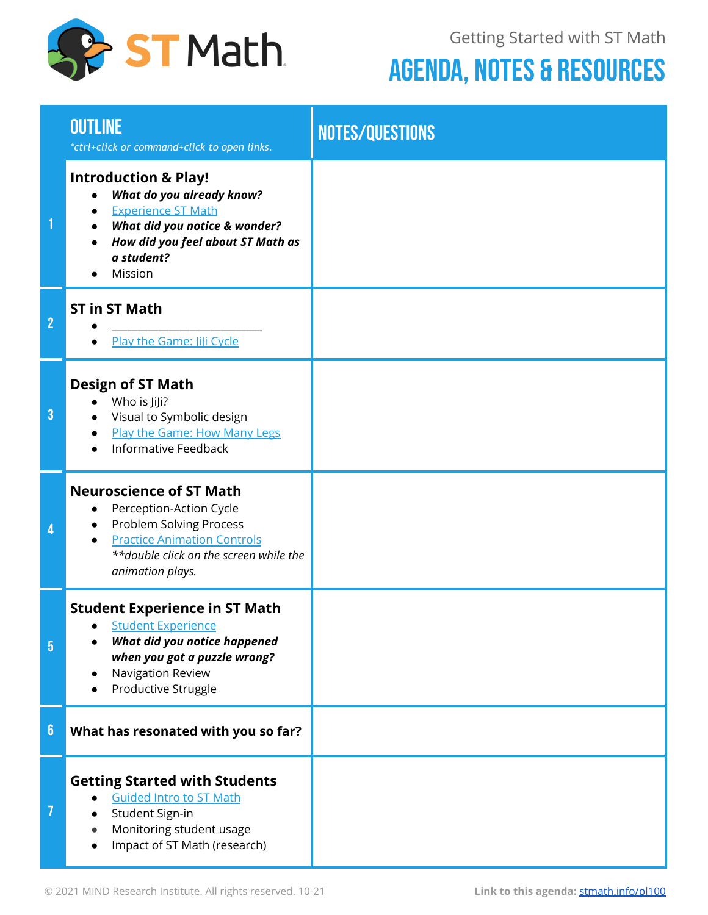ST Math

Getting Started with ST Math

# AGENDA, NOTES & RESOURCES

| | OUTLINE<br>*\*ctrl+click or command+click to open links.* | NOTES/QUESTIONS |
|---|---|---|
| 1 | **Introduction & Play!**<br>• ***What do you already know?***<br>• Experience ST Math<br>• ***What did you notice & wonder?***<br>• ***How did you feel about ST Math as a student?***<br>• Mission | |
| 2 | **ST in ST Math**<br>• ______________________<br>• Play the Game: JiJi Cycle | |
| 3 | **Design of ST Math**<br>• Who is JiJi?<br>• Visual to Symbolic design<br>• Play the Game: How Many Legs<br>• Informative Feedback | |
| 4 | **Neuroscience of ST Math**<br>• Perception-Action Cycle<br>• Problem Solving Process<br>• Practice Animation Controls<br>*\*\*double click on the screen while the animation plays.* | |
| 5 | **Student Experience in ST Math**<br>• Student Experience<br>• ***What did you notice happened when you got a puzzle wrong?***<br>• Navigation Review<br>• Productive Struggle | |
| 6 | **What has resonated with you so far?** | |
| 7 | **Getting Started with Students**<br>• Guided Intro to ST Math<br>• Student Sign-in<br>• Monitoring student usage<br>• Impact of ST Math (research) | |

© 2021 MIND Research Institute. All rights reserved. 10-21

**Link to this agenda:** stmath.info/pl100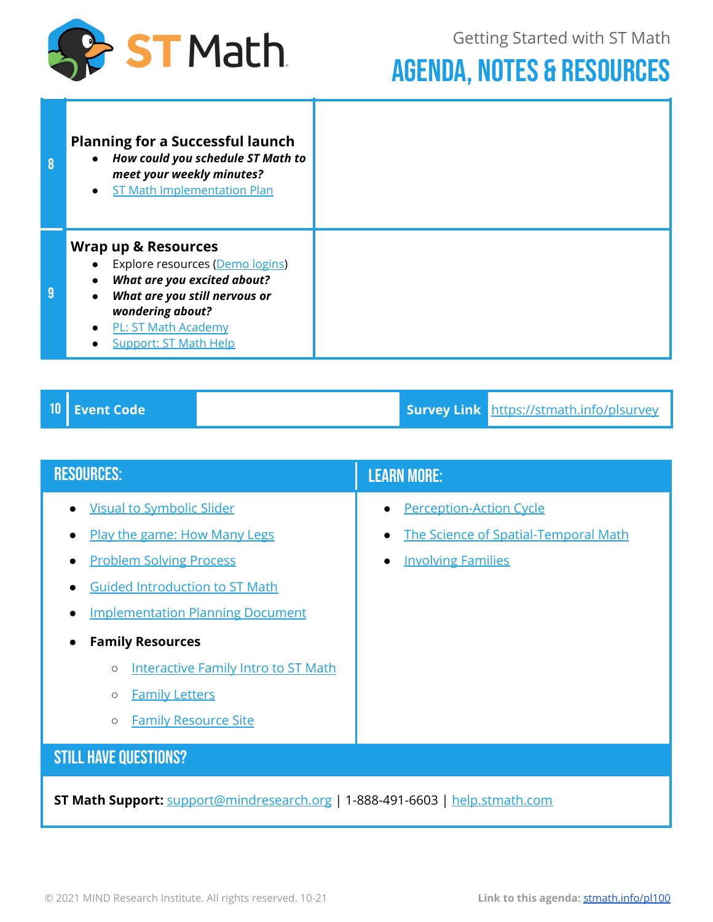Getting Started with ST Math

# AGENDA, NOTES & RESOURCES

| | | |
|---|---|---|
| 8 | **Planning for a Successful launch**<br>• ***How could you schedule ST Math to meet your weekly minutes?***<br>• ST Math Implementation Plan | |
| 9 | **Wrap up & Resources**<br>• Explore resources (Demo logins)<br>• ***What are you excited about?***<br>• ***What are you still nervous or wondering about?***<br>• PL: ST Math Academy<br>• Support: ST Math Help | |

| | | | | |
|---|---|---|---|---|
| 10 | **Event Code** | | **Survey Link** | https://stmath.info/plsurvey |

## RESOURCES:

- Visual to Symbolic Slider
- Play the game: How Many Legs
- Problem Solving Process
- Guided Introduction to ST Math
- Implementation Planning Document
- **Family Resources**
  - Interactive Family Intro to ST Math
  - Family Letters
  - Family Resource Site

## LEARN MORE:

- Perception-Action Cycle
- The Science of Spatial-Temporal Math
- Involving Families

## STILL HAVE QUESTIONS?

**ST Math Support:** support@mindresearch.org | 1-888-491-6603 | help.stmath.com

© 2021 MIND Research Institute. All rights reserved. 10-21

**Link to this agenda:** stmath.info/pl100